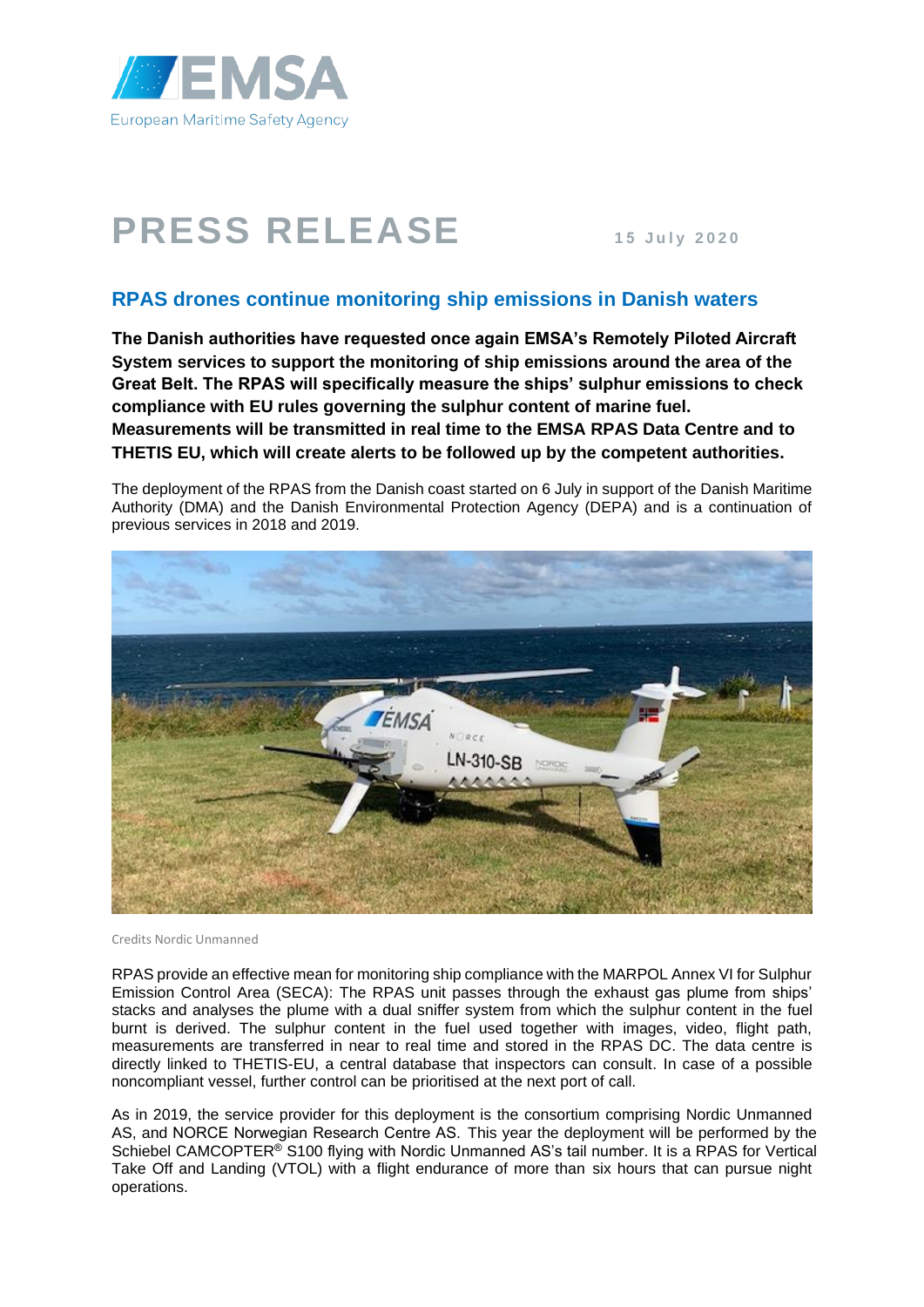# PRESS RELEASE

15 July 2020

## RPAS drones continue monitoring ship emissions in Danish waters

**The Danish authorities have requested once again EMSA's Remotely Piloted Aircraft System services to support the monitoring of ship emissions around the area of the Great Belt. The RPAS will specifically measure the ships' sulphur emissions to check compliance with EU rules governing the sulphur content of marine fuel. Measurements will be transmitted in real time to the EMSA RPAS Data Centre and to THETIS EU, which will create alerts to be followed up by the competent authorities.**

The deployment of the RPAS from the Danish coast started on 6 July in support of the Danish Maritime Authority (DMA) and the Danish Environmental Protection Agency (DEPA) and is a continuation of previous services in 2018 and 2019.

Credits Nordic Unmanned

RPAS provide an effective mean for monitoring ship compliance with the MARPOL Annex VI for Sulphur Emission Control Area (SECA): The RPAS unit passes through the exhaust gas plume from ships' stacks and analyses the plume with a dual sniffer system from which the sulphur content in the fuel burnt is derived. The sulphur content in the fuel used together with images, video, flight path, measurements are transferred in near to real time and stored in the RPAS DC. The data centre is directly linked to THETIS-EU, a central database that inspectors can consult. In case of a possible noncompliant vessel, further control can be prioritised at the next port of call.

As in 2019, the service provider for this deployment is the consortium comprising Nordic Unmanned AS, and NORCE Norwegian Research Centre AS. This year the deployment will be performed by the Schiebel CAMCOPTER® S100 flying with Nordic Unmanned AS's tail number. It is a RPAS for Vertical Take Off and Landing (VTOL) with a flight endurance of more than six hours that can pursue night operations.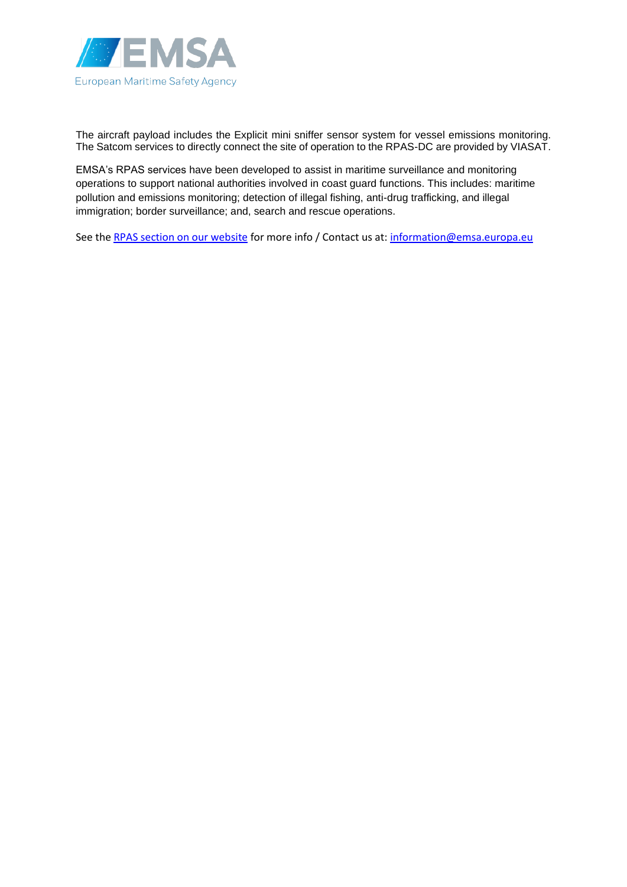The aircraft payload includes the Explicit mini sniffer sensor system for vessel emissions monitoring. The Satcom services to directly connect the site of operation to the RPAS-DC are provided by VIASAT.

EMSA's RPAS services have been developed to assist in maritime surveillance and monitoring operations to support national authorities involved in coast guard functions. This includes: maritime pollution and emissions monitoring; detection of illegal fishing, anti-drug trafficking, and illegal immigration; border surveillance; and, search and rescue operations.

See the RPAS section on our website for more info / Contact us at: information@emsa.europa.eu